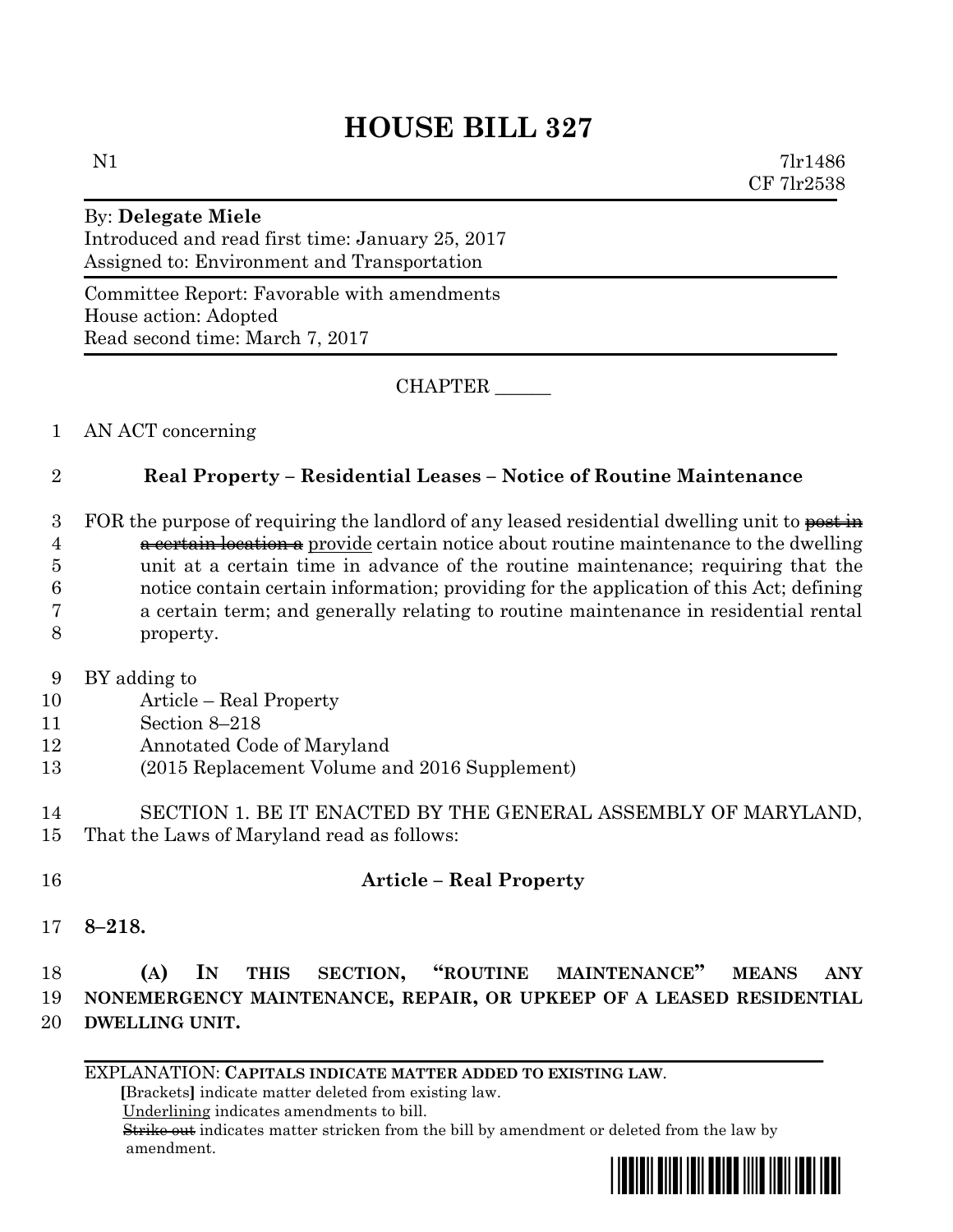# HOUSE BILL 327

N1 7lr1486
CF 7lr2538

By: **Delegate Miele**
Introduced and read first time: January 25, 2017
Assigned to: Environment and Transportation

Committee Report: Favorable with amendments
House action: Adopted
Read second time: March 7, 2017

CHAPTER ______

1 AN ACT concerning

2 **Real Property – Residential Leases – Notice of Routine Maintenance**

3 FOR the purpose of requiring the landlord of any leased residential dwelling unit to ~~post in~~
4 ~~a certain location a~~ provide certain notice about routine maintenance to the dwelling
5 unit at a certain time in advance of the routine maintenance; requiring that the
6 notice contain certain information; providing for the application of this Act; defining
7 a certain term; and generally relating to routine maintenance in residential rental
8 property.

9 BY adding to
10 Article – Real Property
11 Section 8–218
12 Annotated Code of Maryland
13 (2015 Replacement Volume and 2016 Supplement)

14 SECTION 1. BE IT ENACTED BY THE GENERAL ASSEMBLY OF MARYLAND,
15 That the Laws of Maryland read as follows:

16 **Article – Real Property**

17 **8–218.**

18 **(A) IN THIS SECTION, "ROUTINE MAINTENANCE" MEANS ANY**
19 **NONEMERGENCY MAINTENANCE, REPAIR, OR UPKEEP OF A LEASED RESIDENTIAL**
20 **DWELLING UNIT.**

---

EXPLANATION: **CAPITALS INDICATE MATTER ADDED TO EXISTING LAW.**
**[**Brackets**]** indicate matter deleted from existing law.
Underlining indicates amendments to bill.
~~Strike out~~ indicates matter stricken from the bill by amendment or deleted from the law by amendment.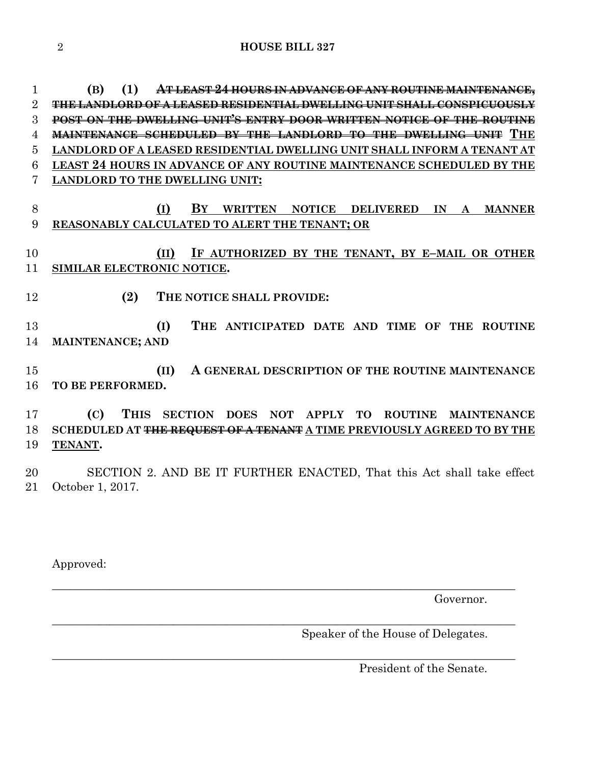**(B)** **(1)** ~~**AT LEAST 24 HOURS IN ADVANCE OF ANY ROUTINE MAINTENANCE, THE LANDLORD OF A LEASED RESIDENTIAL DWELLING UNIT SHALL CONSPICUOUSLY POST ON THE DWELLING UNIT'S ENTRY DOOR WRITTEN NOTICE OF THE ROUTINE MAINTENANCE SCHEDULED BY THE LANDLORD TO THE DWELLING UNIT**~~ **<u>THE LANDLORD OF A LEASED RESIDENTIAL DWELLING UNIT SHALL INFORM A TENANT AT LEAST 24 HOURS IN ADVANCE OF ANY ROUTINE MAINTENANCE SCHEDULED BY THE LANDLORD TO THE DWELLING UNIT:</u>**

**<u>(I)</u>** **<u>BY WRITTEN NOTICE DELIVERED IN A MANNER REASONABLY CALCULATED TO ALERT THE TENANT; OR</u>**

**<u>(II)</u>** **<u>IF AUTHORIZED BY THE TENANT, BY E–MAIL OR OTHER SIMILAR ELECTRONIC NOTICE</u>.**

**(2)** **THE NOTICE SHALL PROVIDE:**

**(I)** **THE ANTICIPATED DATE AND TIME OF THE ROUTINE MAINTENANCE; AND**

**(II)** **A GENERAL DESCRIPTION OF THE ROUTINE MAINTENANCE TO BE PERFORMED.**

**(C)** **THIS SECTION DOES NOT APPLY TO ROUTINE MAINTENANCE SCHEDULED AT** ~~**THE REQUEST OF A TENANT**~~ **<u>A TIME PREVIOUSLY AGREED TO BY THE TENANT</u>.**

SECTION 2. AND BE IT FURTHER ENACTED, That this Act shall take effect October 1, 2017.

Approved:

\_\_\_\_\_\_\_\_\_\_\_\_\_\_\_\_\_\_\_\_\_\_\_\_\_\_\_\_\_\_\_\_\_\_\_\_\_\_\_\_\_\_\_\_\_\_\_\_

Governor.

\_\_\_\_\_\_\_\_\_\_\_\_\_\_\_\_\_\_\_\_\_\_\_\_\_\_\_\_\_\_\_\_\_\_\_\_\_\_\_\_\_\_\_\_\_\_\_\_

Speaker of the House of Delegates.

\_\_\_\_\_\_\_\_\_\_\_\_\_\_\_\_\_\_\_\_\_\_\_\_\_\_\_\_\_\_\_\_\_\_\_\_\_\_\_\_\_\_\_\_\_\_\_\_

President of the Senate.